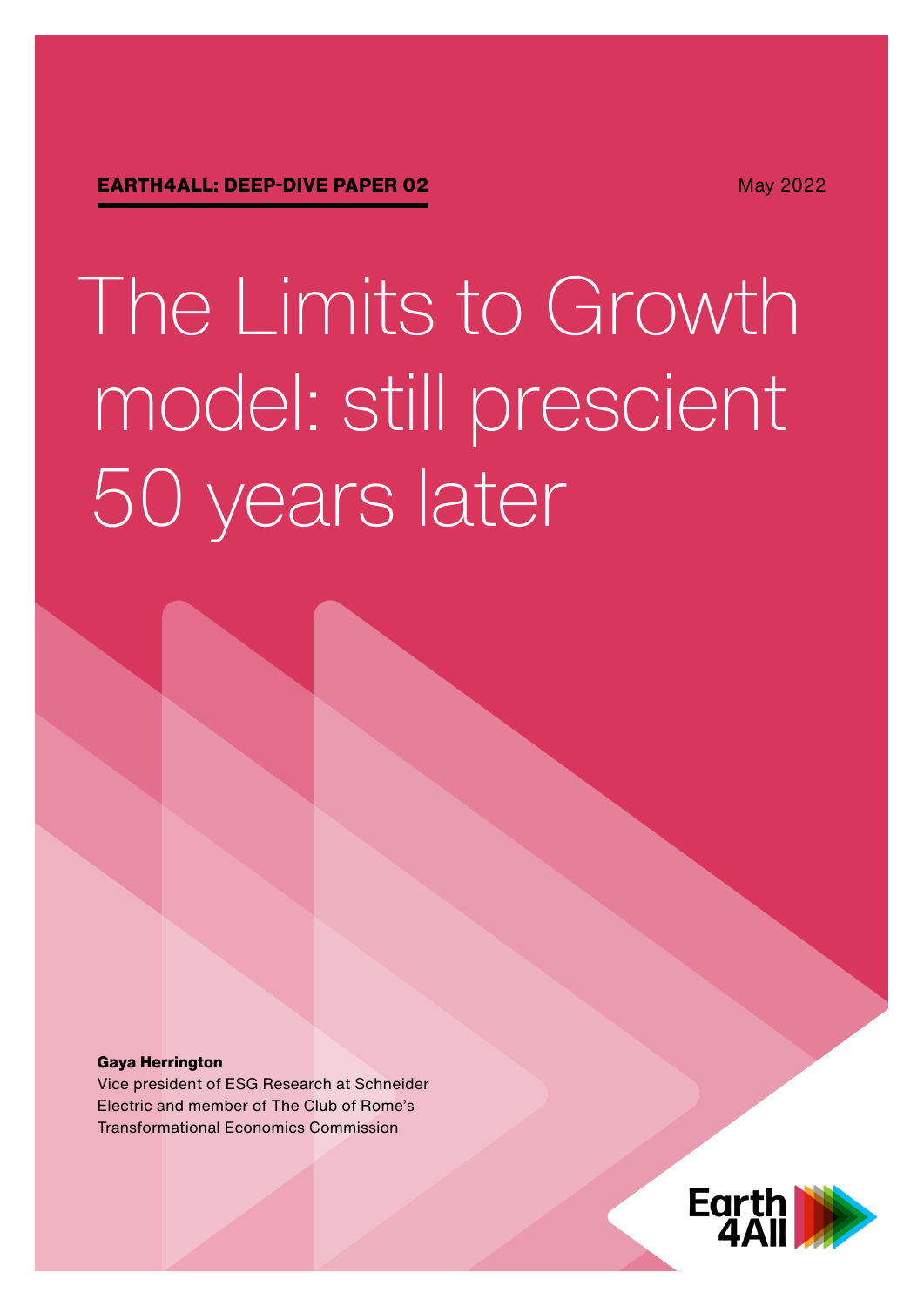**EARTH4ALL: DEEP-DIVE PAPER 02**

May 2022

# The Limits to Growth model: still prescient 50 years later

**Gaya Herrington**

Vice president of ESG Research at Schneider Electric and member of The Club of Rome's Transformational Economics Commission

Earth 4All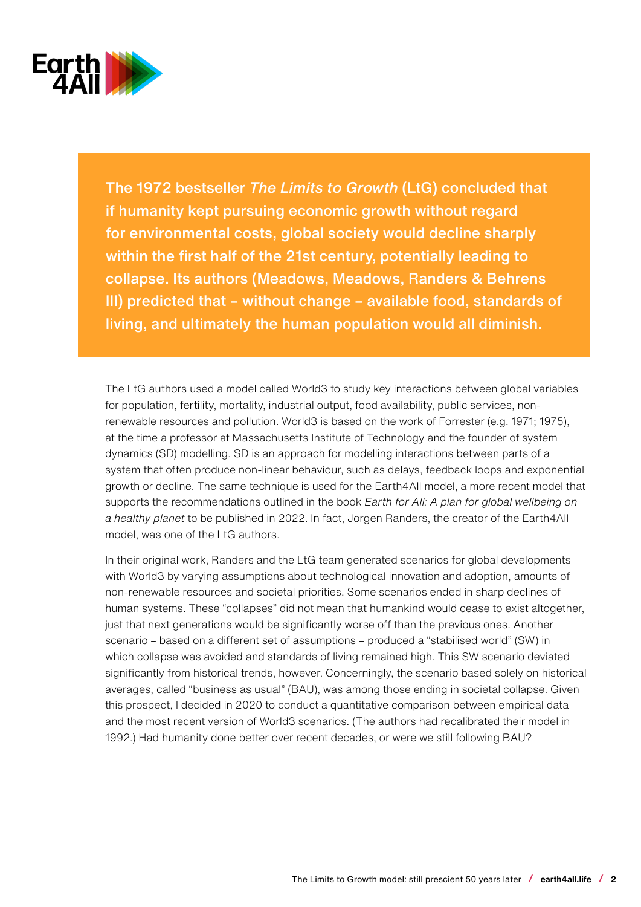**The 1972 bestseller *The Limits to Growth* (LtG) concluded that if humanity kept pursuing economic growth without regard for environmental costs, global society would decline sharply within the first half of the 21st century, potentially leading to collapse. Its authors (Meadows, Meadows, Randers & Behrens III) predicted that – without change – available food, standards of living, and ultimately the human population would all diminish.**

The LtG authors used a model called World3 to study key interactions between global variables for population, fertility, mortality, industrial output, food availability, public services, non-renewable resources and pollution. World3 is based on the work of Forrester (e.g. 1971; 1975), at the time a professor at Massachusetts Institute of Technology and the founder of system dynamics (SD) modelling. SD is an approach for modelling interactions between parts of a system that often produce non-linear behaviour, such as delays, feedback loops and exponential growth or decline. The same technique is used for the Earth4All model, a more recent model that supports the recommendations outlined in the book *Earth for All: A plan for global wellbeing on a healthy planet* to be published in 2022. In fact, Jorgen Randers, the creator of the Earth4All model, was one of the LtG authors.

In their original work, Randers and the LtG team generated scenarios for global developments with World3 by varying assumptions about technological innovation and adoption, amounts of non-renewable resources and societal priorities. Some scenarios ended in sharp declines of human systems. These "collapses" did not mean that humankind would cease to exist altogether, just that next generations would be significantly worse off than the previous ones. Another scenario – based on a different set of assumptions – produced a "stabilised world" (SW) in which collapse was avoided and standards of living remained high. This SW scenario deviated significantly from historical trends, however. Concerningly, the scenario based solely on historical averages, called "business as usual" (BAU), was among those ending in societal collapse. Given this prospect, I decided in 2020 to conduct a quantitative comparison between empirical data and the most recent version of World3 scenarios. (The authors had recalibrated their model in 1992.) Had humanity done better over recent decades, or were we still following BAU?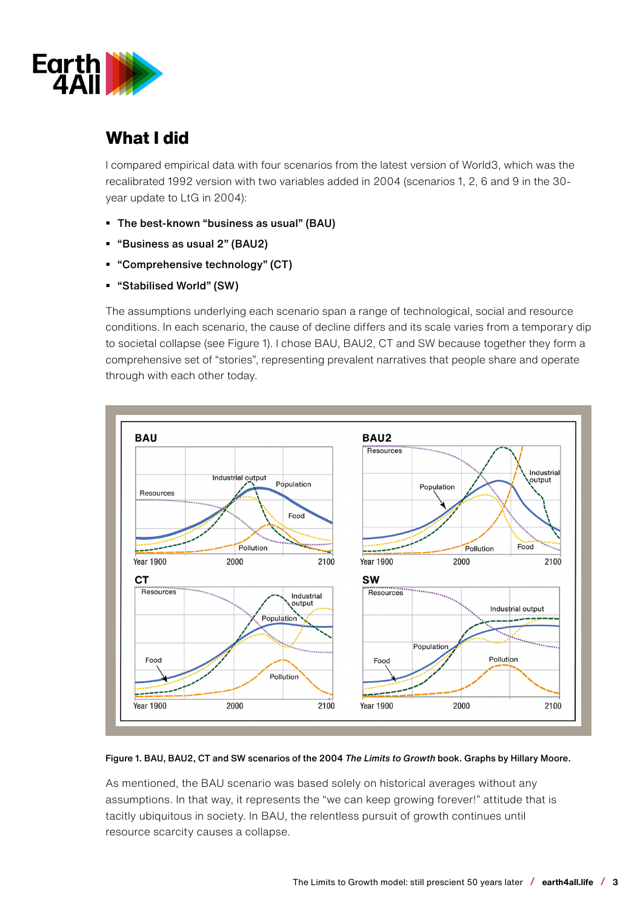## What I did

I compared empirical data with four scenarios from the latest version of World3, which was the recalibrated 1992 version with two variables added in 2004 (scenarios 1, 2, 6 and 9 in the 30-year update to LtG in 2004):

- **The best-known "business as usual" (BAU)**
- **"Business as usual 2" (BAU2)**
- **"Comprehensive technology" (CT)**
- **"Stabilised World" (SW)**

The assumptions underlying each scenario span a range of technological, social and resource conditions. In each scenario, the cause of decline differs and its scale varies from a temporary dip to societal collapse (see Figure 1). I chose BAU, BAU2, CT and SW because together they form a comprehensive set of "stories", representing prevalent narratives that people share and operate through with each other today.

**Figure 1. BAU, BAU2, CT and SW scenarios of the 2004 *The Limits to Growth* book. Graphs by Hillary Moore.**

As mentioned, the BAU scenario was based solely on historical averages without any assumptions. In that way, it represents the "we can keep growing forever!" attitude that is tacitly ubiquitous in society. In BAU, the relentless pursuit of growth continues until resource scarcity causes a collapse.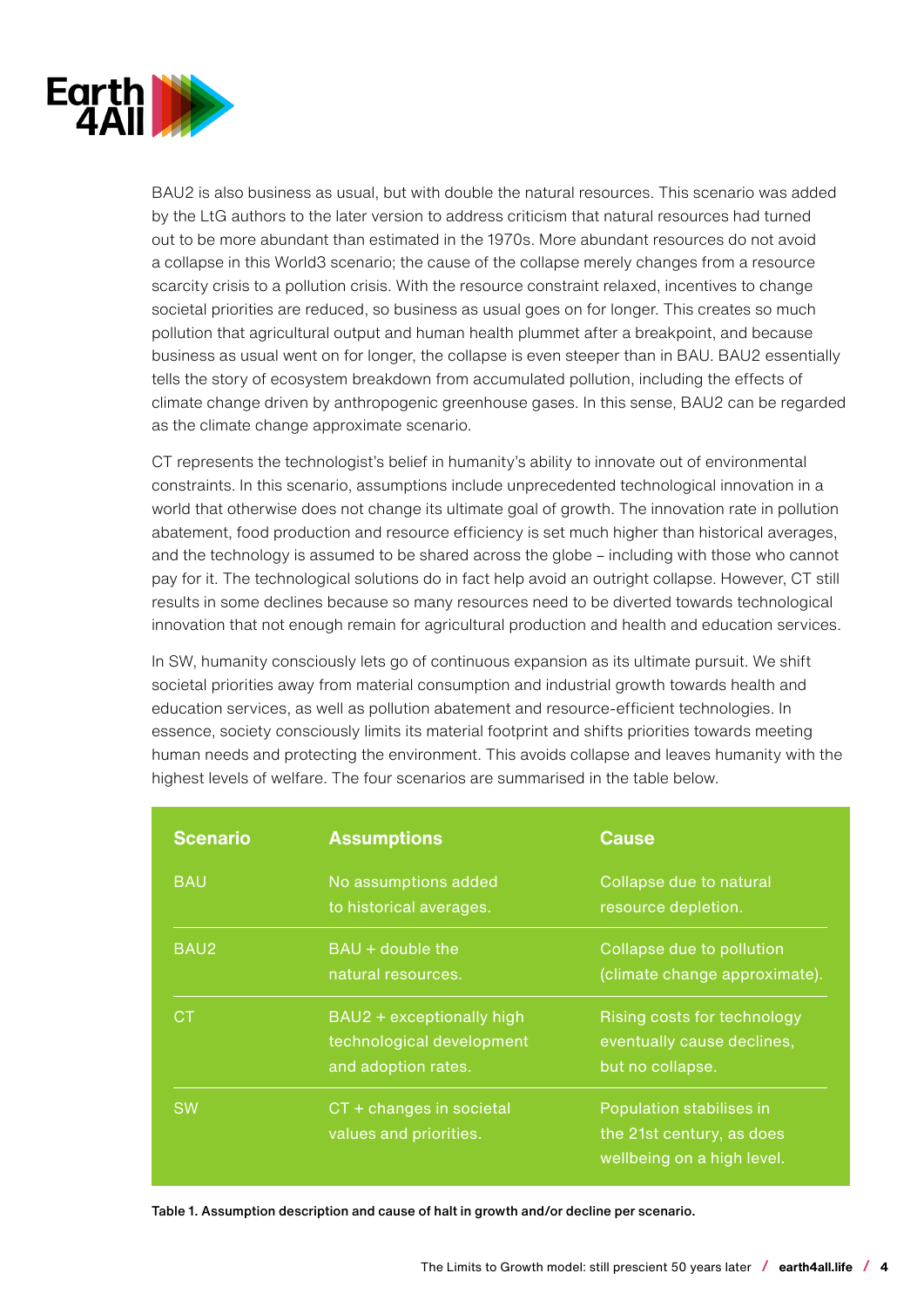BAU2 is also business as usual, but with double the natural resources. This scenario was added by the LtG authors to the later version to address criticism that natural resources had turned out to be more abundant than estimated in the 1970s. More abundant resources do not avoid a collapse in this World3 scenario; the cause of the collapse merely changes from a resource scarcity crisis to a pollution crisis. With the resource constraint relaxed, incentives to change societal priorities are reduced, so business as usual goes on for longer. This creates so much pollution that agricultural output and human health plummet after a breakpoint, and because business as usual went on for longer, the collapse is even steeper than in BAU. BAU2 essentially tells the story of ecosystem breakdown from accumulated pollution, including the effects of climate change driven by anthropogenic greenhouse gases. In this sense, BAU2 can be regarded as the climate change approximate scenario.

CT represents the technologist's belief in humanity's ability to innovate out of environmental constraints. In this scenario, assumptions include unprecedented technological innovation in a world that otherwise does not change its ultimate goal of growth. The innovation rate in pollution abatement, food production and resource efficiency is set much higher than historical averages, and the technology is assumed to be shared across the globe – including with those who cannot pay for it. The technological solutions do in fact help avoid an outright collapse. However, CT still results in some declines because so many resources need to be diverted towards technological innovation that not enough remain for agricultural production and health and education services.

In SW, humanity consciously lets go of continuous expansion as its ultimate pursuit. We shift societal priorities away from material consumption and industrial growth towards health and education services, as well as pollution abatement and resource-efficient technologies. In essence, society consciously limits its material footprint and shifts priorities towards meeting human needs and protecting the environment. This avoids collapse and leaves humanity with the highest levels of welfare. The four scenarios are summarised in the table below.

| Scenario | Assumptions | Cause |
| --- | --- | --- |
| BAU | No assumptions added to historical averages. | Collapse due to natural resource depletion. |
| BAU2 | BAU + double the natural resources. | Collapse due to pollution (climate change approximate). |
| CT | BAU2 + exceptionally high technological development and adoption rates. | Rising costs for technology eventually cause declines, but no collapse. |
| SW | CT + changes in societal values and priorities. | Population stabilises in the 21st century, as does wellbeing on a high level. |

**Table 1. Assumption description and cause of halt in growth and/or decline per scenario.**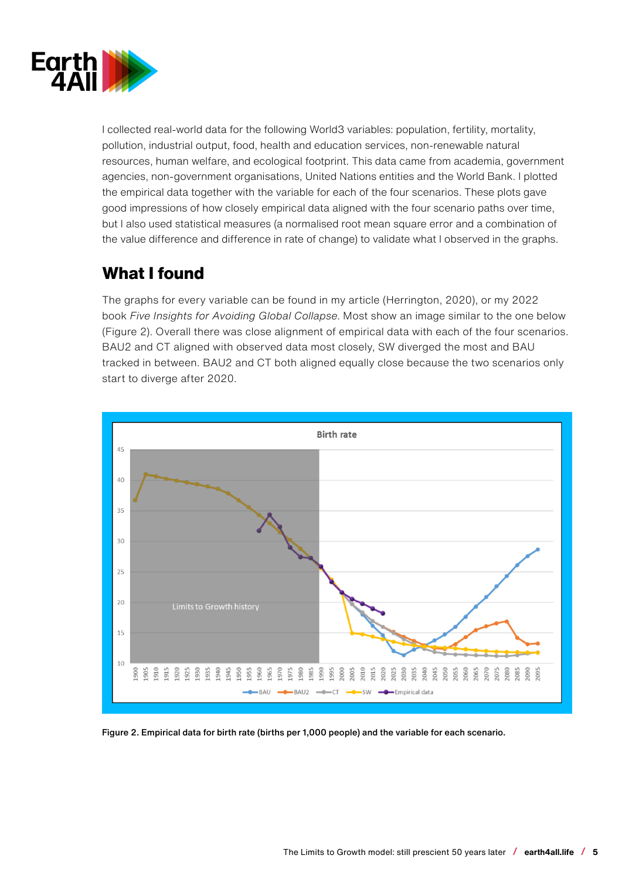I collected real-world data for the following World3 variables: population, fertility, mortality, pollution, industrial output, food, health and education services, non-renewable natural resources, human welfare, and ecological footprint. This data came from academia, government agencies, non-government organisations, United Nations entities and the World Bank. I plotted the empirical data together with the variable for each of the four scenarios. These plots gave good impressions of how closely empirical data aligned with the four scenario paths over time, but I also used statistical measures (a normalised root mean square error and a combination of the value difference and difference in rate of change) to validate what I observed in the graphs.

## What I found

The graphs for every variable can be found in my article (Herrington, 2020), or my 2022 book *Five Insights for Avoiding Global Collapse*. Most show an image similar to the one below (Figure 2). Overall there was close alignment of empirical data with each of the four scenarios. BAU2 and CT aligned with observed data most closely, SW diverged the most and BAU tracked in between. BAU2 and CT both aligned equally close because the two scenarios only start to diverge after 2020.

**Figure 2. Empirical data for birth rate (births per 1,000 people) and the variable for each scenario.**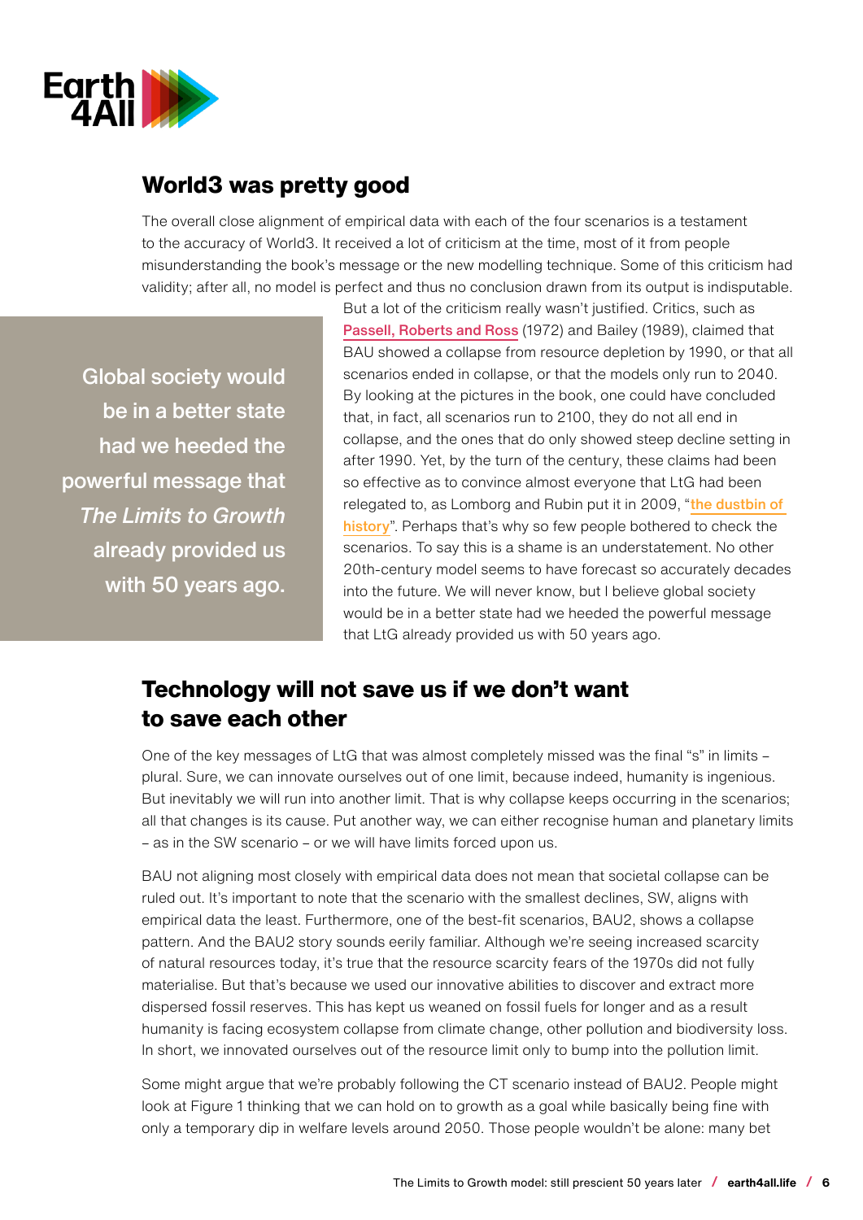## World3 was pretty good

The overall close alignment of empirical data with each of the four scenarios is a testament to the accuracy of World3. It received a lot of criticism at the time, most of it from people misunderstanding the book's message or the new modelling technique. Some of this criticism had validity; after all, no model is perfect and thus no conclusion drawn from its output is indisputable.

> Global society would be in a better state had we heeded the powerful message that *The Limits to Growth* already provided us with 50 years ago.

But a lot of the criticism really wasn't justified. Critics, such as Passell, Roberts and Ross (1972) and Bailey (1989), claimed that BAU showed a collapse from resource depletion by 1990, or that all scenarios ended in collapse, or that the models only run to 2040. By looking at the pictures in the book, one could have concluded that, in fact, all scenarios run to 2100, they do not all end in collapse, and the ones that do only showed steep decline setting in after 1990. Yet, by the turn of the century, these claims had been so effective as to convince almost everyone that LtG had been relegated to, as Lomborg and Rubin put it in 2009, "the dustbin of history". Perhaps that's why so few people bothered to check the scenarios. To say this is a shame is an understatement. No other 20th-century model seems to have forecast so accurately decades into the future. We will never know, but I believe global society would be in a better state had we heeded the powerful message that LtG already provided us with 50 years ago.

## Technology will not save us if we don't want to save each other

One of the key messages of LtG that was almost completely missed was the final "s" in limits – plural. Sure, we can innovate ourselves out of one limit, because indeed, humanity is ingenious. But inevitably we will run into another limit. That is why collapse keeps occurring in the scenarios; all that changes is its cause. Put another way, we can either recognise human and planetary limits – as in the SW scenario – or we will have limits forced upon us.

BAU not aligning most closely with empirical data does not mean that societal collapse can be ruled out. It's important to note that the scenario with the smallest declines, SW, aligns with empirical data the least. Furthermore, one of the best-fit scenarios, BAU2, shows a collapse pattern. And the BAU2 story sounds eerily familiar. Although we're seeing increased scarcity of natural resources today, it's true that the resource scarcity fears of the 1970s did not fully materialise. But that's because we used our innovative abilities to discover and extract more dispersed fossil reserves. This has kept us weaned on fossil fuels for longer and as a result humanity is facing ecosystem collapse from climate change, other pollution and biodiversity loss. In short, we innovated ourselves out of the resource limit only to bump into the pollution limit.

Some might argue that we're probably following the CT scenario instead of BAU2. People might look at Figure 1 thinking that we can hold on to growth as a goal while basically being fine with only a temporary dip in welfare levels around 2050. Those people wouldn't be alone: many bet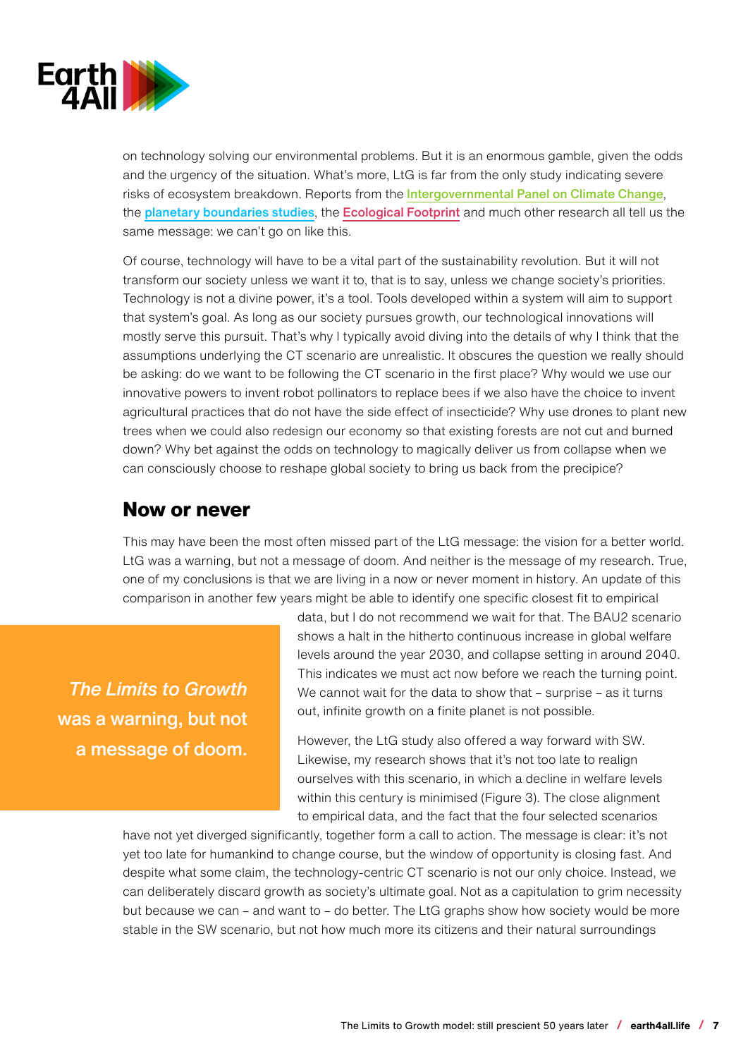on technology solving our environmental problems. But it is an enormous gamble, given the odds and the urgency of the situation. What's more, LtG is far from the only study indicating severe risks of ecosystem breakdown. Reports from the Intergovernmental Panel on Climate Change, the planetary boundaries studies, the Ecological Footprint and much other research all tell us the same message: we can't go on like this.

Of course, technology will have to be a vital part of the sustainability revolution. But it will not transform our society unless we want it to, that is to say, unless we change society's priorities. Technology is not a divine power, it's a tool. Tools developed within a system will aim to support that system's goal. As long as our society pursues growth, our technological innovations will mostly serve this pursuit. That's why I typically avoid diving into the details of why I think that the assumptions underlying the CT scenario are unrealistic. It obscures the question we really should be asking: do we want to be following the CT scenario in the first place? Why would we use our innovative powers to invent robot pollinators to replace bees if we also have the choice to invent agricultural practices that do not have the side effect of insecticide? Why use drones to plant new trees when we could also redesign our economy so that existing forests are not cut and burned down? Why bet against the odds on technology to magically deliver us from collapse when we can consciously choose to reshape global society to bring us back from the precipice?

## Now or never

This may have been the most often missed part of the LtG message: the vision for a better world. LtG was a warning, but not a message of doom. And neither is the message of my research. True, one of my conclusions is that we are living in a now or never moment in history. An update of this comparison in another few years might be able to identify one specific closest fit to empirical data, but I do not recommend we wait for that. The BAU2 scenario shows a halt in the hitherto continuous increase in global welfare levels around the year 2030, and collapse setting in around 2040. This indicates we must act now before we reach the turning point. We cannot wait for the data to show that – surprise – as it turns out, infinite growth on a finite planet is not possible.

> *The Limits to Growth* was a warning, but not a message of doom.

However, the LtG study also offered a way forward with SW. Likewise, my research shows that it's not too late to realign ourselves with this scenario, in which a decline in welfare levels within this century is minimised (Figure 3). The close alignment to empirical data, and the fact that the four selected scenarios have not yet diverged significantly, together form a call to action. The message is clear: it's not yet too late for humankind to change course, but the window of opportunity is closing fast. And despite what some claim, the technology-centric CT scenario is not our only choice. Instead, we can deliberately discard growth as society's ultimate goal. Not as a capitulation to grim necessity but because we can – and want to – do better. The LtG graphs show how society would be more stable in the SW scenario, but not how much more its citizens and their natural surroundings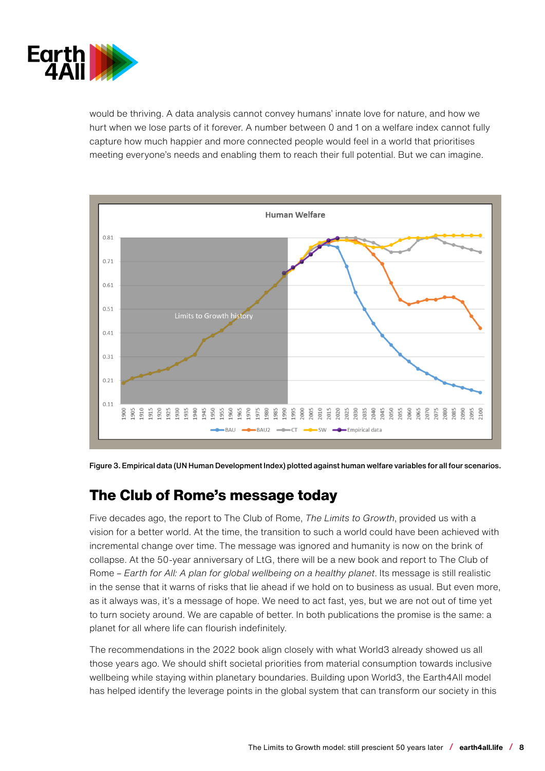would be thriving. A data analysis cannot convey humans' innate love for nature, and how we hurt when we lose parts of it forever. A number between 0 and 1 on a welfare index cannot fully capture how much happier and more connected people would feel in a world that prioritises meeting everyone's needs and enabling them to reach their full potential. But we can imagine.

**Figure 3. Empirical data (UN Human Development Index) plotted against human welfare variables for all four scenarios.**

## The Club of Rome's message today

Five decades ago, the report to The Club of Rome, *The Limits to Growth*, provided us with a vision for a better world. At the time, the transition to such a world could have been achieved with incremental change over time. The message was ignored and humanity is now on the brink of collapse. At the 50-year anniversary of LtG, there will be a new book and report to The Club of Rome – *Earth for All: A plan for global wellbeing on a healthy planet*. Its message is still realistic in the sense that it warns of risks that lie ahead if we hold on to business as usual. But even more, as it always was, it's a message of hope. We need to act fast, yes, but we are not out of time yet to turn society around. We are capable of better. In both publications the promise is the same: a planet for all where life can flourish indefinitely.

The recommendations in the 2022 book align closely with what World3 already showed us all those years ago. We should shift societal priorities from material consumption towards inclusive wellbeing while staying within planetary boundaries. Building upon World3, the Earth4All model has helped identify the leverage points in the global system that can transform our society in this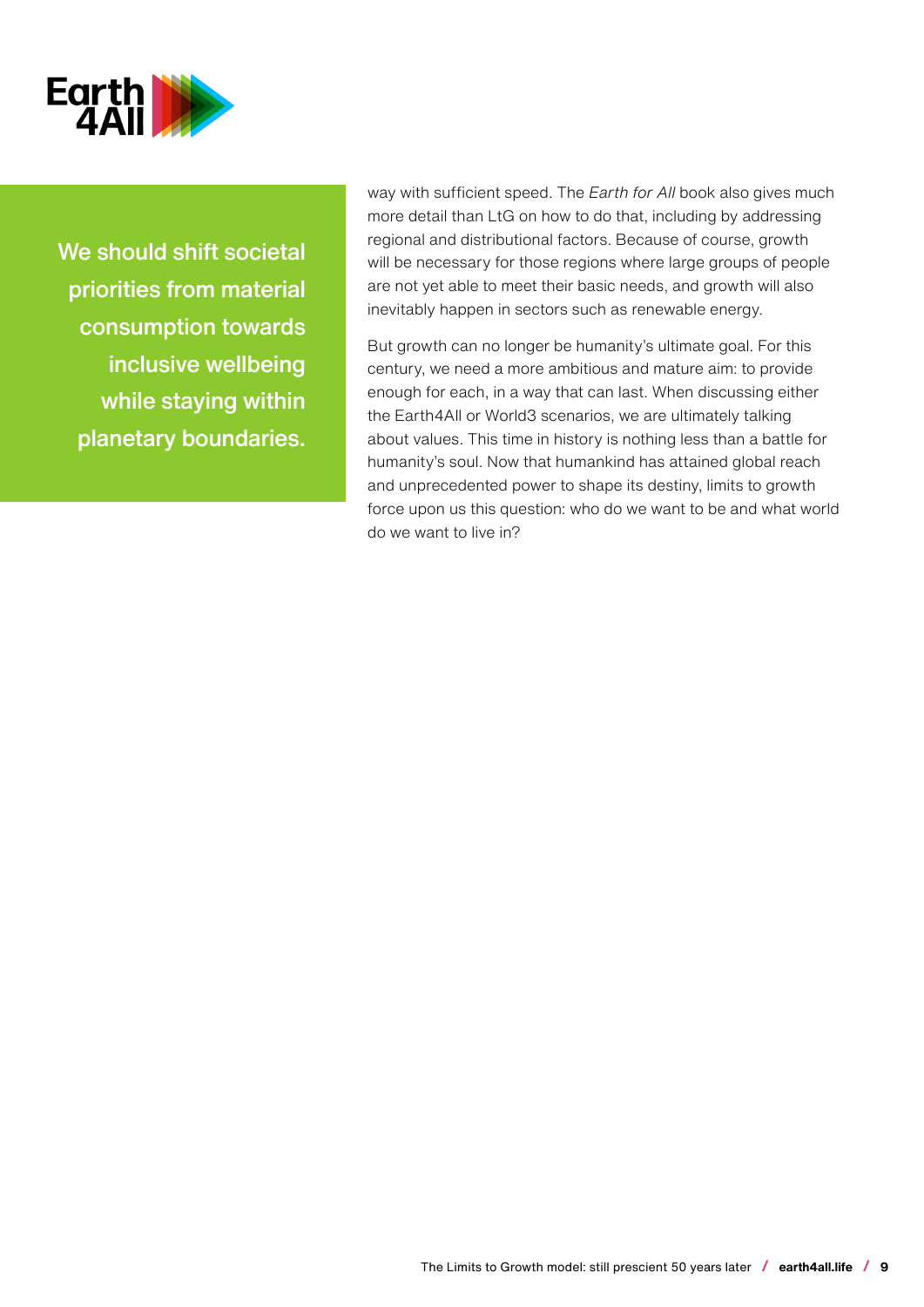**We should shift societal priorities from material consumption towards inclusive wellbeing while staying within planetary boundaries.**

way with sufficient speed. The *Earth for All* book also gives much more detail than LtG on how to do that, including by addressing regional and distributional factors. Because of course, growth will be necessary for those regions where large groups of people are not yet able to meet their basic needs, and growth will also inevitably happen in sectors such as renewable energy.

But growth can no longer be humanity's ultimate goal. For this century, we need a more ambitious and mature aim: to provide enough for each, in a way that can last. When discussing either the Earth4All or World3 scenarios, we are ultimately talking about values. This time in history is nothing less than a battle for humanity's soul. Now that humankind has attained global reach and unprecedented power to shape its destiny, limits to growth force upon us this question: who do we want to be and what world do we want to live in?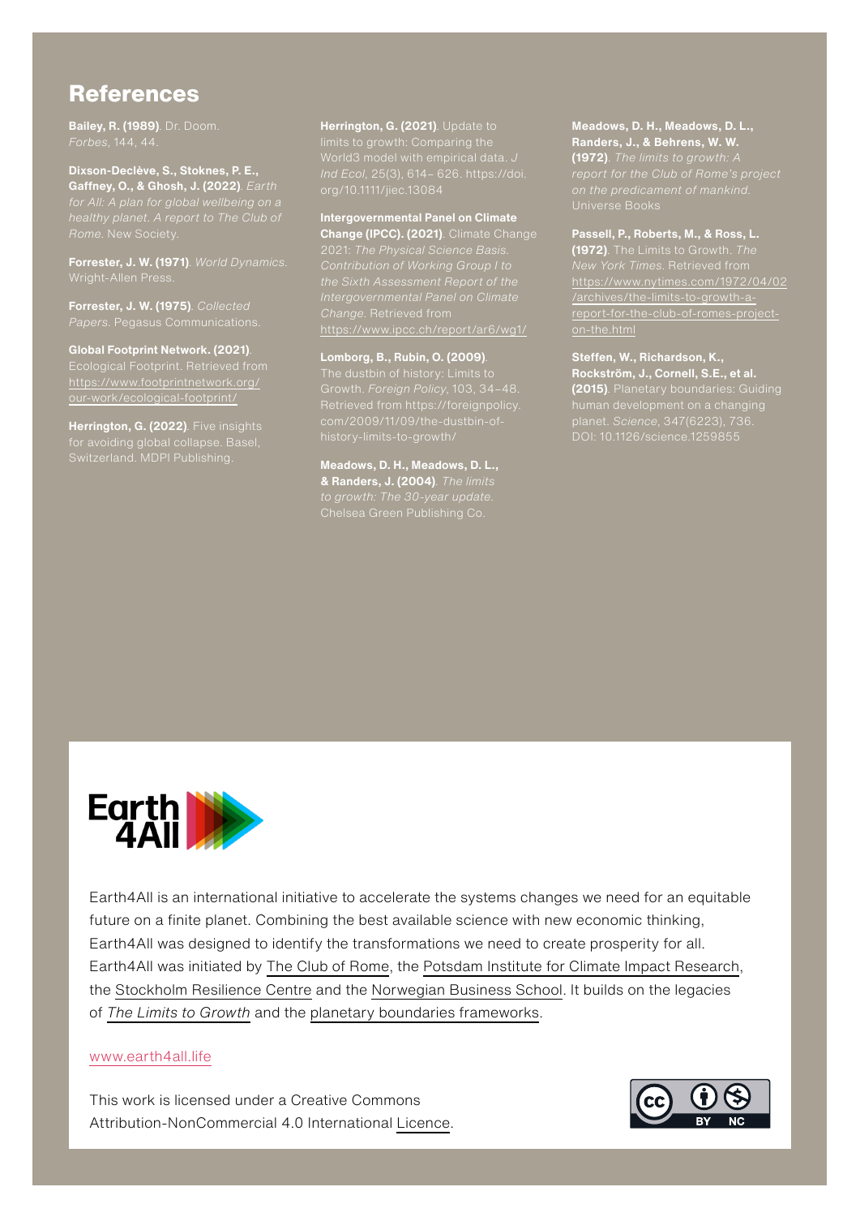## References

**Bailey, R. (1989)**. Dr. Doom. *Forbes*, 144, 44.

**Dixson-Declève, S., Stoknes, P. E., Gaffney, O., & Ghosh, J. (2022)**. *Earth for All: A plan for global wellbeing on a healthy planet. A report to The Club of Rome.* New Society.

**Forrester, J. W. (1971)**. *World Dynamics.* Wright-Allen Press.

**Forrester, J. W. (1975)**. *Collected Papers.* Pegasus Communications.

**Global Footprint Network. (2021)**. Ecological Footprint. Retrieved from https://www.footprintnetwork.org/our-work/ecological-footprint/

**Herrington, G. (2022)**. Five insights for avoiding global collapse. Basel, Switzerland. MDPI Publishing.

**Herrington, G. (2021)**. Update to limits to growth: Comparing the World3 model with empirical data. *J Ind Ecol*, 25(3), 614– 626. https://doi.org/10.1111/jiec.13084

**Intergovernmental Panel on Climate Change (IPCC). (2021)**. Climate Change 2021: *The Physical Science Basis. Contribution of Working Group I to the Sixth Assessment Report of the Intergovernmental Panel on Climate Change.* Retrieved from https://www.ipcc.ch/report/ar6/wg1/

**Lomborg, B., Rubin, O. (2009)**. The dustbin of history: Limits to Growth. *Foreign Policy*, 103, 34–48. Retrieved from https://foreignpolicy.com/2009/11/09/the-dustbin-of-history-limits-to-growth/

**Meadows, D. H., Meadows, D. L., & Randers, J. (2004)**. *The limits to growth: The 30-year update.* Chelsea Green Publishing Co.

**Meadows, D. H., Meadows, D. L., Randers, J., & Behrens, W. W. (1972)**. *The limits to growth: A report for the Club of Rome's project on the predicament of mankind.* Universe Books

**Passell, P., Roberts, M., & Ross, L. (1972)**. The Limits to Growth. *The New York Times.* Retrieved from https://www.nytimes.com/1972/04/02/archives/the-limits-to-growth-a-report-for-the-club-of-romes-project-on-the.html

**Steffen, W., Richardson, K., Rockström, J., Cornell, S.E., et al. (2015)**. Planetary boundaries: Guiding human development on a changing planet. *Science*, 347(6223), 736. DOI: 10.1126/science.1259855

Earth 4All

Earth4All is an international initiative to accelerate the systems changes we need for an equitable future on a finite planet. Combining the best available science with new economic thinking, Earth4All was designed to identify the transformations we need to create prosperity for all. Earth4All was initiated by The Club of Rome, the Potsdam Institute for Climate Impact Research, the Stockholm Resilience Centre and the Norwegian Business School. It builds on the legacies of *The Limits to Growth* and the planetary boundaries frameworks.

www.earth4all.life

This work is licensed under a Creative Commons Attribution-NonCommercial 4.0 International Licence.